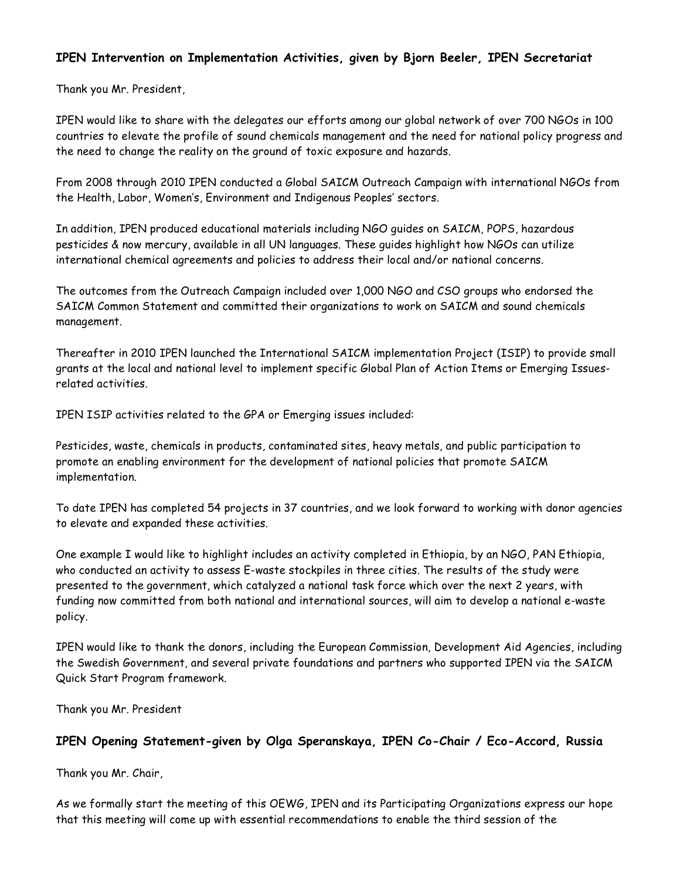## IPEN Intervention on Implementation Activities, given by Bjorn Beeler, IPEN Secretariat

Thank you Mr. President,

IPEN would like to share with the delegates our efforts among our global network of over 700 NGOs in 100 countries to elevate the profile of sound chemicals management and the need for national policy progress and the need to change the reality on the ground of toxic exposure and hazards.

From 2008 through 2010 IPEN conducted a Global SAICM Outreach Campaign with international NGOs from the Health, Labor, Women's, Environment and Indigenous Peoples' sectors.

In addition, IPEN produced educational materials including NGO guides on SAICM, POPS, hazardous pesticides & now mercury, available in all UN languages. These guides highlight how NGOs can utilize international chemical agreements and policies to address their local and/or national concerns.

The outcomes from the Outreach Campaign included over 1,000 NGO and CSO groups who endorsed the SAICM Common Statement and committed their organizations to work on SAICM and sound chemicals management.

Thereafter in 2010 IPEN launched the International SAICM implementation Project (ISIP) to provide small grants at the local and national level to implement specific Global Plan of Action Items or Emerging Issues-related activities.

IPEN ISIP activities related to the GPA or Emerging issues included:

Pesticides, waste, chemicals in products, contaminated sites, heavy metals, and public participation to promote an enabling environment for the development of national policies that promote SAICM implementation.

To date IPEN has completed 54 projects in 37 countries, and we look forward to working with donor agencies to elevate and expanded these activities.

One example I would like to highlight includes an activity completed in Ethiopia, by an NGO, PAN Ethiopia, who conducted an activity to assess E-waste stockpiles in three cities. The results of the study were presented to the government, which catalyzed a national task force which over the next 2 years, with funding now committed from both national and international sources, will aim to develop a national e-waste policy.

IPEN would like to thank the donors, including the European Commission, Development Aid Agencies, including the Swedish Government, and several private foundations and partners who supported IPEN via the SAICM Quick Start Program framework.

Thank you Mr. President

## IPEN Opening Statement-given by Olga Speranskaya, IPEN Co-Chair / Eco-Accord, Russia

Thank you Mr. Chair,

As we formally start the meeting of this OEWG, IPEN and its Participating Organizations express our hope that this meeting will come up with essential recommendations to enable the third session of the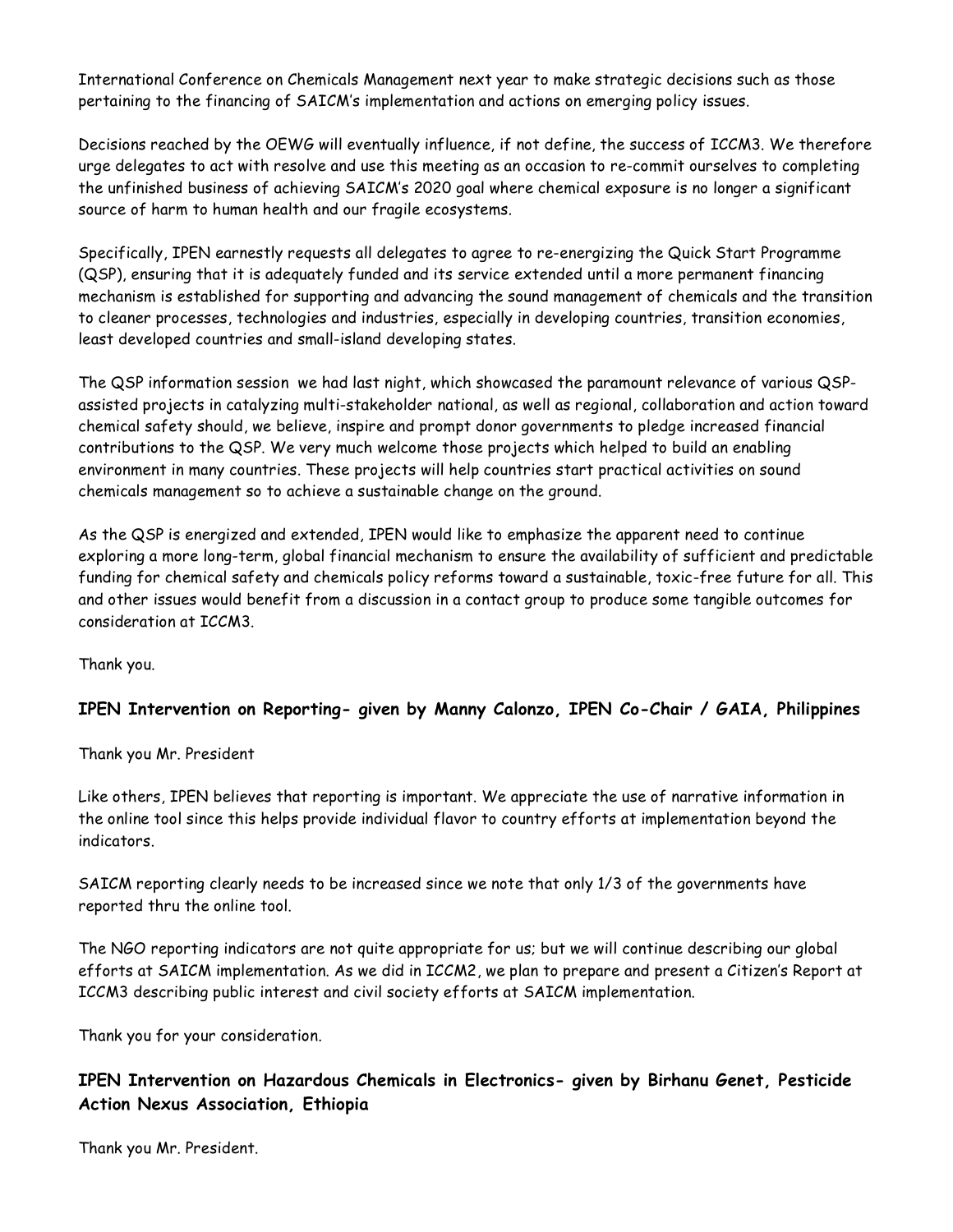International Conference on Chemicals Management next year to make strategic decisions such as those pertaining to the financing of SAICM's implementation and actions on emerging policy issues.

Decisions reached by the OEWG will eventually influence, if not define, the success of ICCM3. We therefore urge delegates to act with resolve and use this meeting as an occasion to re-commit ourselves to completing the unfinished business of achieving SAICM's 2020 goal where chemical exposure is no longer a significant source of harm to human health and our fragile ecosystems.

Specifically, IPEN earnestly requests all delegates to agree to re-energizing the Quick Start Programme (QSP), ensuring that it is adequately funded and its service extended until a more permanent financing mechanism is established for supporting and advancing the sound management of chemicals and the transition to cleaner processes, technologies and industries, especially in developing countries, transition economies, least developed countries and small-island developing states.

The QSP information session we had last night, which showcased the paramount relevance of various QSP-assisted projects in catalyzing multi-stakeholder national, as well as regional, collaboration and action toward chemical safety should, we believe, inspire and prompt donor governments to pledge increased financial contributions to the QSP. We very much welcome those projects which helped to build an enabling environment in many countries. These projects will help countries start practical activities on sound chemicals management so to achieve a sustainable change on the ground.

As the QSP is energized and extended, IPEN would like to emphasize the apparent need to continue exploring a more long-term, global financial mechanism to ensure the availability of sufficient and predictable funding for chemical safety and chemicals policy reforms toward a sustainable, toxic-free future for all. This and other issues would benefit from a discussion in a contact group to produce some tangible outcomes for consideration at ICCM3.

Thank you.

### IPEN Intervention on Reporting- given by Manny Calonzo, IPEN Co-Chair / GAIA, Philippines

Thank you Mr. President

Like others, IPEN believes that reporting is important. We appreciate the use of narrative information in the online tool since this helps provide individual flavor to country efforts at implementation beyond the indicators.

SAICM reporting clearly needs to be increased since we note that only 1/3 of the governments have reported thru the online tool.

The NGO reporting indicators are not quite appropriate for us; but we will continue describing our global efforts at SAICM implementation. As we did in ICCM2, we plan to prepare and present a Citizen's Report at ICCM3 describing public interest and civil society efforts at SAICM implementation.

Thank you for your consideration.

### IPEN Intervention on Hazardous Chemicals in Electronics- given by Birhanu Genet, Pesticide Action Nexus Association, Ethiopia

Thank you Mr. President.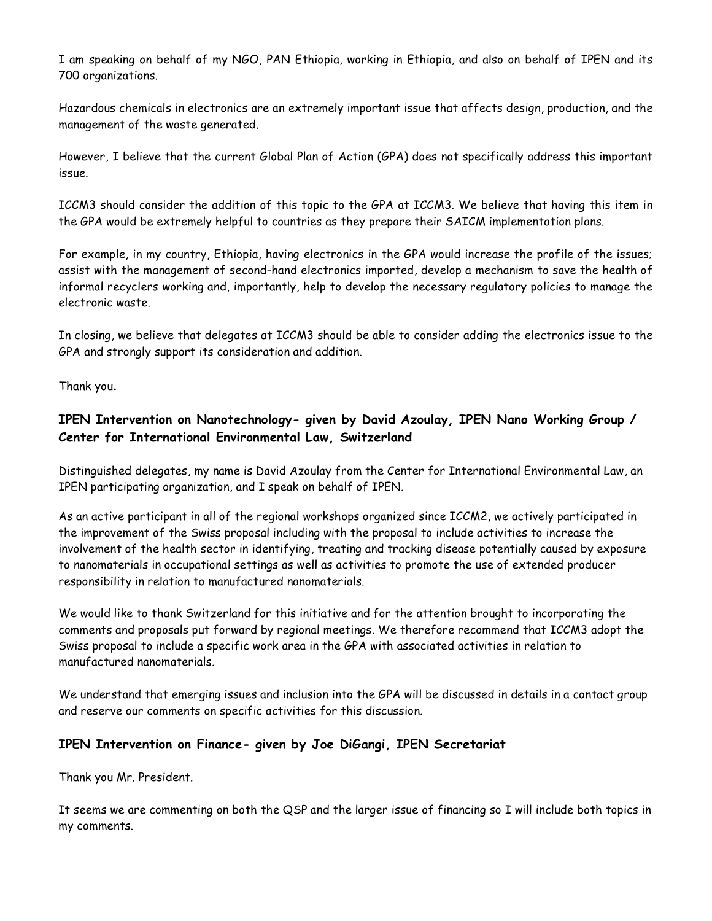I am speaking on behalf of my NGO, PAN Ethiopia, working in Ethiopia, and also on behalf of IPEN and its 700 organizations.

Hazardous chemicals in electronics are an extremely important issue that affects design, production, and the management of the waste generated.

However, I believe that the current Global Plan of Action (GPA) does not specifically address this important issue.

ICCM3 should consider the addition of this topic to the GPA at ICCM3. We believe that having this item in the GPA would be extremely helpful to countries as they prepare their SAICM implementation plans.

For example, in my country, Ethiopia, having electronics in the GPA would increase the profile of the issues; assist with the management of second-hand electronics imported, develop a mechanism to save the health of informal recyclers working and, importantly, help to develop the necessary regulatory policies to manage the electronic waste.

In closing, we believe that delegates at ICCM3 should be able to consider adding the electronics issue to the GPA and strongly support its consideration and addition.

Thank you**.**

### IPEN Intervention on Nanotechnology- given by David Azoulay, IPEN Nano Working Group / Center for International Environmental Law, Switzerland

Distinguished delegates, my name is David Azoulay from the Center for International Environmental Law, an IPEN participating organization, and I speak on behalf of IPEN.

As an active participant in all of the regional workshops organized since ICCM2, we actively participated in the improvement of the Swiss proposal including with the proposal to include activities to increase the involvement of the health sector in identifying, treating and tracking disease potentially caused by exposure to nanomaterials in occupational settings as well as activities to promote the use of extended producer responsibility in relation to manufactured nanomaterials.

We would like to thank Switzerland for this initiative and for the attention brought to incorporating the comments and proposals put forward by regional meetings. We therefore recommend that ICCM3 adopt the Swiss proposal to include a specific work area in the GPA with associated activities in relation to manufactured nanomaterials.

We understand that emerging issues and inclusion into the GPA will be discussed in details in a contact group and reserve our comments on specific activities for this discussion.

### IPEN Intervention on Finance- given by Joe DiGangi, IPEN Secretariat

Thank you Mr. President.

It seems we are commenting on both the QSP and the larger issue of financing so I will include both topics in my comments.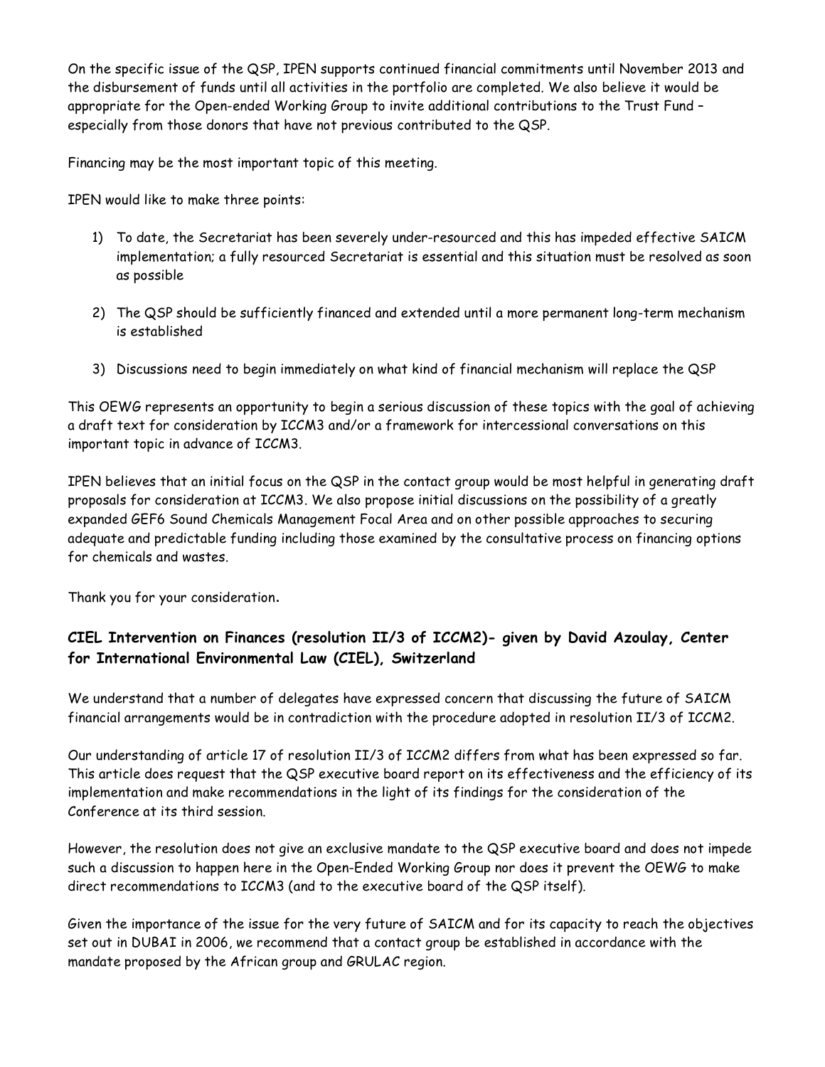On the specific issue of the QSP, IPEN supports continued financial commitments until November 2013 and the disbursement of funds until all activities in the portfolio are completed. We also believe it would be appropriate for the Open-ended Working Group to invite additional contributions to the Trust Fund – especially from those donors that have not previous contributed to the QSP.

Financing may be the most important topic of this meeting.

IPEN would like to make three points:

1) To date, the Secretariat has been severely under-resourced and this has impeded effective SAICM implementation; a fully resourced Secretariat is essential and this situation must be resolved as soon as possible

2) The QSP should be sufficiently financed and extended until a more permanent long-term mechanism is established

3) Discussions need to begin immediately on what kind of financial mechanism will replace the QSP

This OEWG represents an opportunity to begin a serious discussion of these topics with the goal of achieving a draft text for consideration by ICCM3 and/or a framework for intercessional conversations on this important topic in advance of ICCM3.

IPEN believes that an initial focus on the QSP in the contact group would be most helpful in generating draft proposals for consideration at ICCM3. We also propose initial discussions on the possibility of a greatly expanded GEF6 Sound Chemicals Management Focal Area and on other possible approaches to securing adequate and predictable funding including those examined by the consultative process on financing options for chemicals and wastes.

Thank you for your consideration**.**

### CIEL Intervention on Finances (resolution II/3 of ICCM2)- given by David Azoulay, Center for International Environmental Law (CIEL), Switzerland

We understand that a number of delegates have expressed concern that discussing the future of SAICM financial arrangements would be in contradiction with the procedure adopted in resolution II/3 of ICCM2.

Our understanding of article 17 of resolution II/3 of ICCM2 differs from what has been expressed so far. This article does request that the QSP executive board report on its effectiveness and the efficiency of its implementation and make recommendations in the light of its findings for the consideration of the Conference at its third session.

However, the resolution does not give an exclusive mandate to the QSP executive board and does not impede such a discussion to happen here in the Open-Ended Working Group nor does it prevent the OEWG to make direct recommendations to ICCM3 (and to the executive board of the QSP itself).

Given the importance of the issue for the very future of SAICM and for its capacity to reach the objectives set out in DUBAI in 2006, we recommend that a contact group be established in accordance with the mandate proposed by the African group and GRULAC region.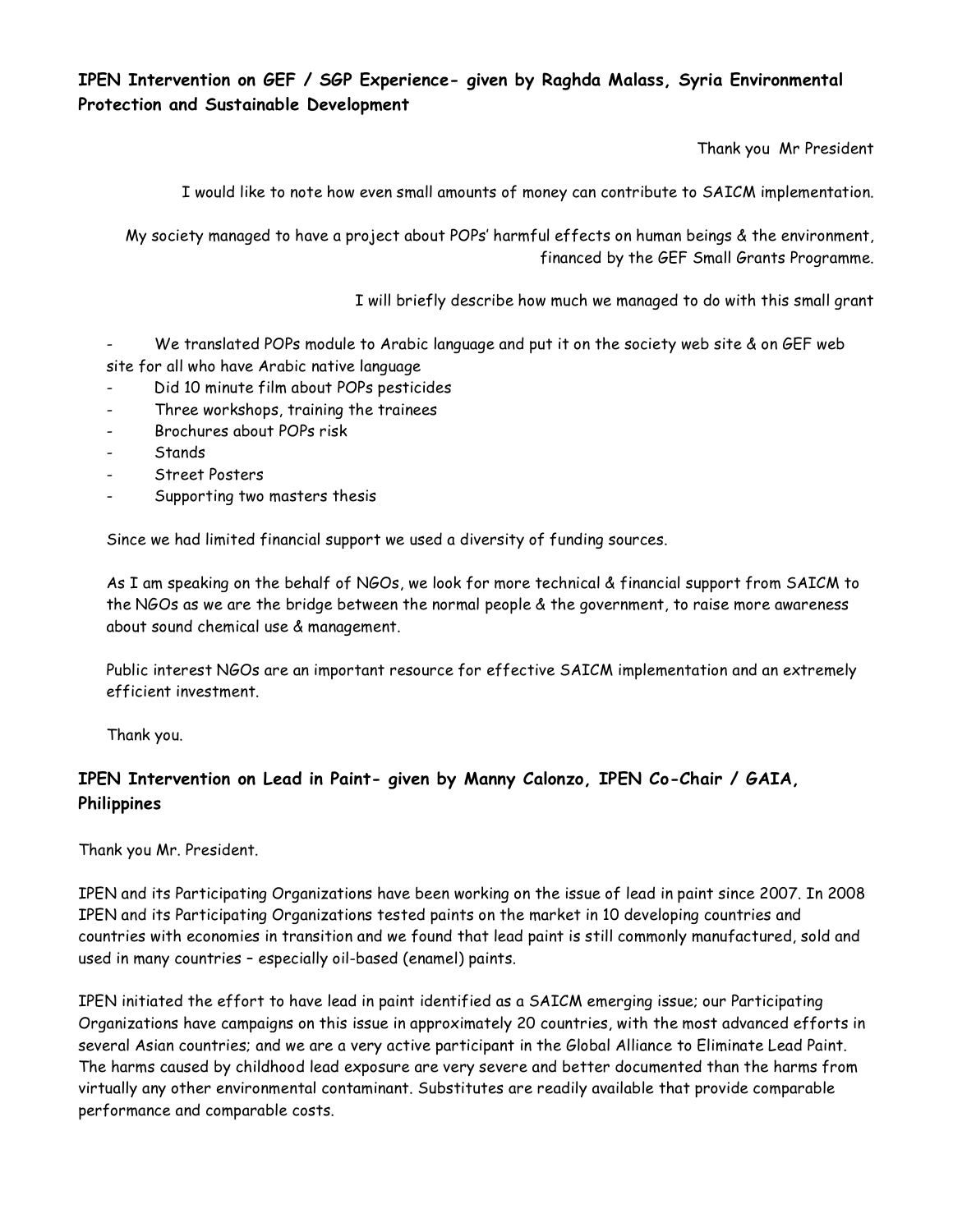**IPEN Intervention on GEF / SGP Experience- given by Raghda Malass, Syria Environmental Protection and Sustainable Development**

Thank you Mr President

I would like to note how even small amounts of money can contribute to SAICM implementation.

My society managed to have a project about POPs' harmful effects on human beings & the environment, financed by the GEF Small Grants Programme.

I will briefly describe how much we managed to do with this small grant

- We translated POPs module to Arabic language and put it on the society web site & on GEF web site for all who have Arabic native language
- Did 10 minute film about POPs pesticides
- Three workshops, training the trainees
- Brochures about POPs risk
- Stands
- Street Posters
- Supporting two masters thesis

Since we had limited financial support we used a diversity of funding sources.

As I am speaking on the behalf of NGOs, we look for more technical & financial support from SAICM to the NGOs as we are the bridge between the normal people & the government, to raise more awareness about sound chemical use & management.

Public interest NGOs are an important resource for effective SAICM implementation and an extremely efficient investment.

Thank you.

**IPEN Intervention on Lead in Paint- given by Manny Calonzo, IPEN Co-Chair / GAIA, Philippines**

Thank you Mr. President.

IPEN and its Participating Organizations have been working on the issue of lead in paint since 2007. In 2008 IPEN and its Participating Organizations tested paints on the market in 10 developing countries and countries with economies in transition and we found that lead paint is still commonly manufactured, sold and used in many countries – especially oil-based (enamel) paints.

IPEN initiated the effort to have lead in paint identified as a SAICM emerging issue; our Participating Organizations have campaigns on this issue in approximately 20 countries, with the most advanced efforts in several Asian countries; and we are a very active participant in the Global Alliance to Eliminate Lead Paint. The harms caused by childhood lead exposure are very severe and better documented than the harms from virtually any other environmental contaminant. Substitutes are readily available that provide comparable performance and comparable costs.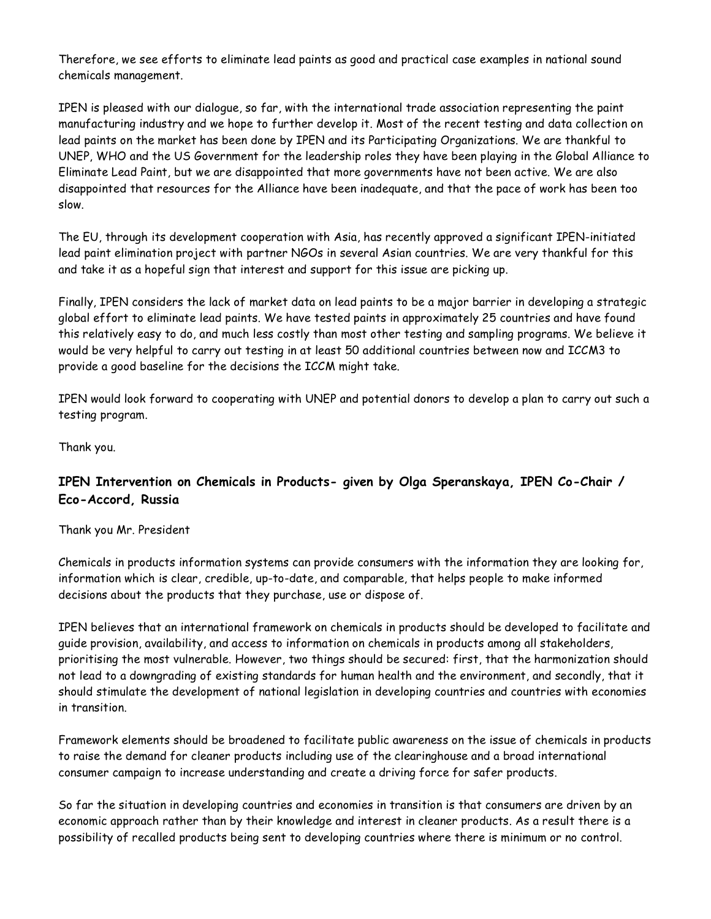Therefore, we see efforts to eliminate lead paints as good and practical case examples in national sound chemicals management.

IPEN is pleased with our dialogue, so far, with the international trade association representing the paint manufacturing industry and we hope to further develop it. Most of the recent testing and data collection on lead paints on the market has been done by IPEN and its Participating Organizations. We are thankful to UNEP, WHO and the US Government for the leadership roles they have been playing in the Global Alliance to Eliminate Lead Paint, but we are disappointed that more governments have not been active. We are also disappointed that resources for the Alliance have been inadequate, and that the pace of work has been too slow.

The EU, through its development cooperation with Asia, has recently approved a significant IPEN-initiated lead paint elimination project with partner NGOs in several Asian countries. We are very thankful for this and take it as a hopeful sign that interest and support for this issue are picking up.

Finally, IPEN considers the lack of market data on lead paints to be a major barrier in developing a strategic global effort to eliminate lead paints. We have tested paints in approximately 25 countries and have found this relatively easy to do, and much less costly than most other testing and sampling programs. We believe it would be very helpful to carry out testing in at least 50 additional countries between now and ICCM3 to provide a good baseline for the decisions the ICCM might take.

IPEN would look forward to cooperating with UNEP and potential donors to develop a plan to carry out such a testing program.

Thank you.

### IPEN Intervention on Chemicals in Products- given by Olga Speranskaya, IPEN Co-Chair / Eco-Accord, Russia

Thank you Mr. President

Chemicals in products information systems can provide consumers with the information they are looking for, information which is clear, credible, up-to-date, and comparable, that helps people to make informed decisions about the products that they purchase, use or dispose of.

IPEN believes that an international framework on chemicals in products should be developed to facilitate and guide provision, availability, and access to information on chemicals in products among all stakeholders, prioritising the most vulnerable. However, two things should be secured: first, that the harmonization should not lead to a downgrading of existing standards for human health and the environment, and secondly, that it should stimulate the development of national legislation in developing countries and countries with economies in transition.

Framework elements should be broadened to facilitate public awareness on the issue of chemicals in products to raise the demand for cleaner products including use of the clearinghouse and a broad international consumer campaign to increase understanding and create a driving force for safer products.

So far the situation in developing countries and economies in transition is that consumers are driven by an economic approach rather than by their knowledge and interest in cleaner products. As a result there is a possibility of recalled products being sent to developing countries where there is minimum or no control.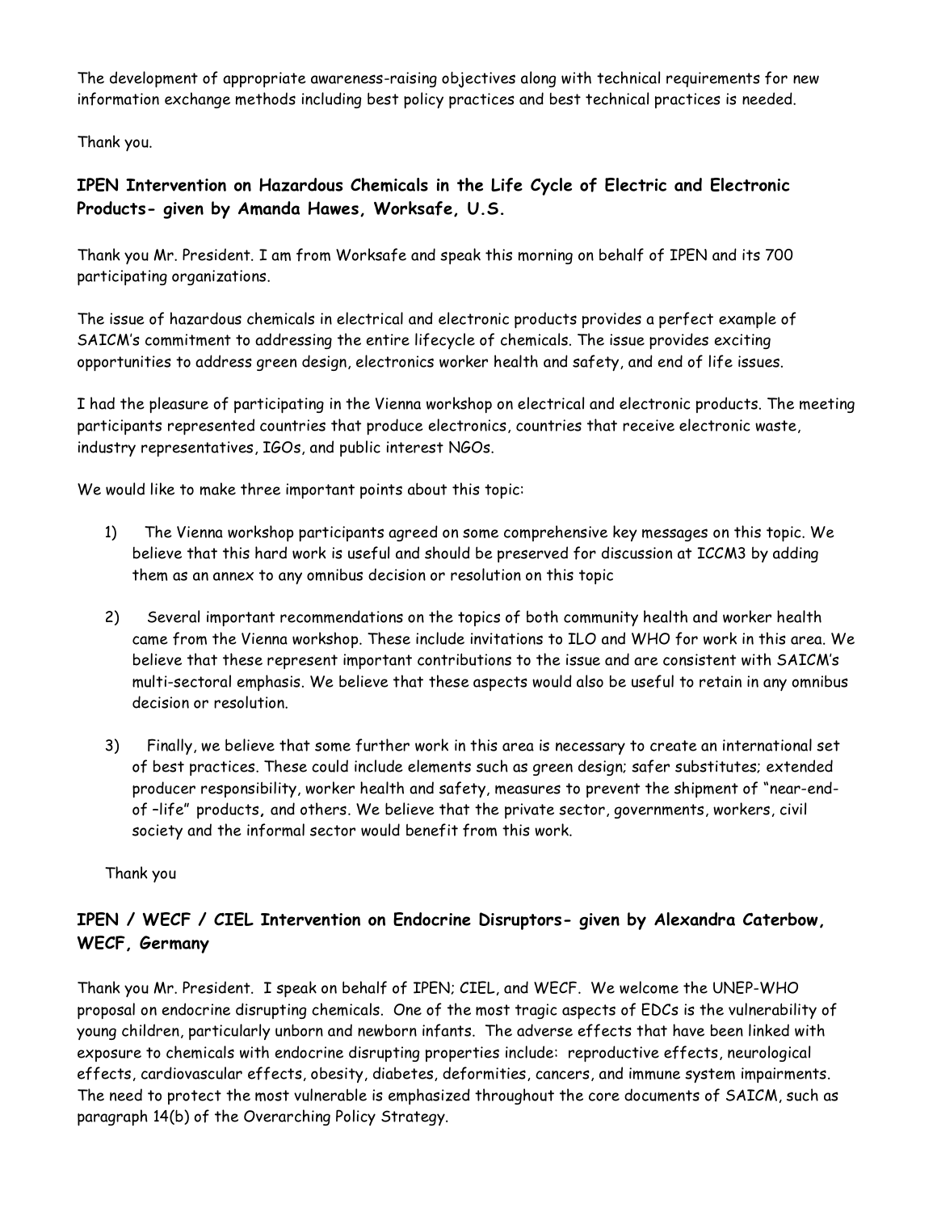The development of appropriate awareness-raising objectives along with technical requirements for new information exchange methods including best policy practices and best technical practices is needed.

Thank you.

### IPEN Intervention on Hazardous Chemicals in the Life Cycle of Electric and Electronic Products- given by Amanda Hawes, Worksafe, U.S.

Thank you Mr. President. I am from Worksafe and speak this morning on behalf of IPEN and its 700 participating organizations.

The issue of hazardous chemicals in electrical and electronic products provides a perfect example of SAICM's commitment to addressing the entire lifecycle of chemicals. The issue provides exciting opportunities to address green design, electronics worker health and safety, and end of life issues.

I had the pleasure of participating in the Vienna workshop on electrical and electronic products. The meeting participants represented countries that produce electronics, countries that receive electronic waste, industry representatives, IGOs, and public interest NGOs.

We would like to make three important points about this topic:

1) The Vienna workshop participants agreed on some comprehensive key messages on this topic. We believe that this hard work is useful and should be preserved for discussion at ICCM3 by adding them as an annex to any omnibus decision or resolution on this topic

2) Several important recommendations on the topics of both community health and worker health came from the Vienna workshop. These include invitations to ILO and WHO for work in this area. We believe that these represent important contributions to the issue and are consistent with SAICM's multi-sectoral emphasis. We believe that these aspects would also be useful to retain in any omnibus decision or resolution.

3) Finally, we believe that some further work in this area is necessary to create an international set of best practices. These could include elements such as green design; safer substitutes; extended producer responsibility, worker health and safety, measures to prevent the shipment of "near-end-of –life" products, and others. We believe that the private sector, governments, workers, civil society and the informal sector would benefit from this work.

Thank you

### IPEN / WECF / CIEL Intervention on Endocrine Disruptors- given by Alexandra Caterbow, WECF, Germany

Thank you Mr. President. I speak on behalf of IPEN; CIEL, and WECF. We welcome the UNEP-WHO proposal on endocrine disrupting chemicals. One of the most tragic aspects of EDCs is the vulnerability of young children, particularly unborn and newborn infants. The adverse effects that have been linked with exposure to chemicals with endocrine disrupting properties include: reproductive effects, neurological effects, cardiovascular effects, obesity, diabetes, deformities, cancers, and immune system impairments. The need to protect the most vulnerable is emphasized throughout the core documents of SAICM, such as paragraph 14(b) of the Overarching Policy Strategy.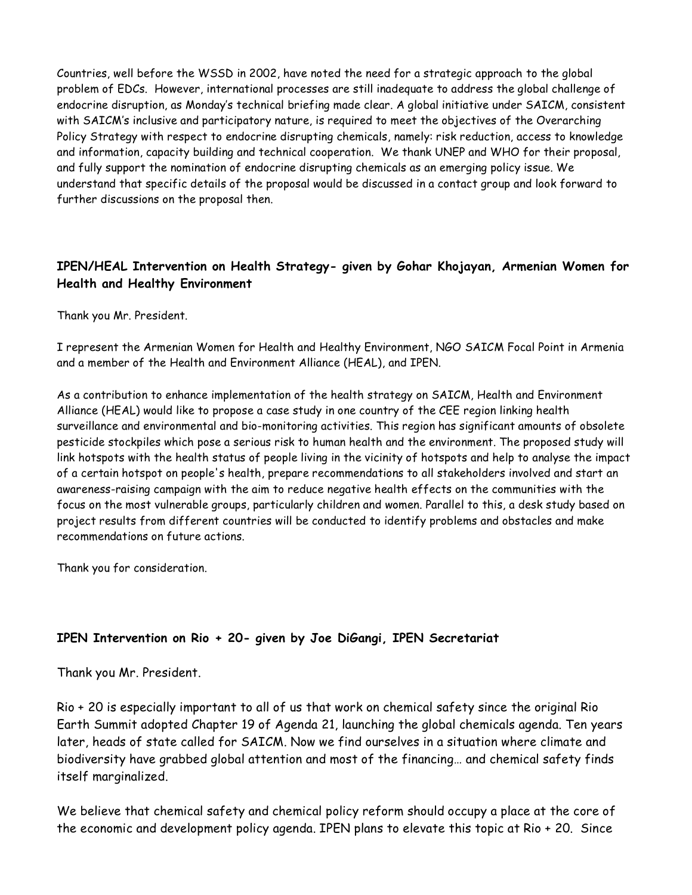Countries, well before the WSSD in 2002, have noted the need for a strategic approach to the global problem of EDCs. However, international processes are still inadequate to address the global challenge of endocrine disruption, as Monday's technical briefing made clear. A global initiative under SAICM, consistent with SAICM's inclusive and participatory nature, is required to meet the objectives of the Overarching Policy Strategy with respect to endocrine disrupting chemicals, namely: risk reduction, access to knowledge and information, capacity building and technical cooperation. We thank UNEP and WHO for their proposal, and fully support the nomination of endocrine disrupting chemicals as an emerging policy issue. We understand that specific details of the proposal would be discussed in a contact group and look forward to further discussions on the proposal then.

### IPEN/HEAL Intervention on Health Strategy- given by Gohar Khojayan, Armenian Women for Health and Healthy Environment

Thank you Mr. President.

I represent the Armenian Women for Health and Healthy Environment, NGO SAICM Focal Point in Armenia and a member of the Health and Environment Alliance (HEAL), and IPEN.

As a contribution to enhance implementation of the health strategy on SAICM, Health and Environment Alliance (HEAL) would like to propose a case study in one country of the CEE region linking health surveillance and environmental and bio-monitoring activities. This region has significant amounts of obsolete pesticide stockpiles which pose a serious risk to human health and the environment. The proposed study will link hotspots with the health status of people living in the vicinity of hotspots and help to analyse the impact of a certain hotspot on people's health, prepare recommendations to all stakeholders involved and start an awareness-raising campaign with the aim to reduce negative health effects on the communities with the focus on the most vulnerable groups, particularly children and women. Parallel to this, a desk study based on project results from different countries will be conducted to identify problems and obstacles and make recommendations on future actions.

Thank you for consideration.

### IPEN Intervention on Rio + 20- given by Joe DiGangi, IPEN Secretariat

Thank you Mr. President.

Rio + 20 is especially important to all of us that work on chemical safety since the original Rio Earth Summit adopted Chapter 19 of Agenda 21, launching the global chemicals agenda. Ten years later, heads of state called for SAICM. Now we find ourselves in a situation where climate and biodiversity have grabbed global attention and most of the financing… and chemical safety finds itself marginalized.

We believe that chemical safety and chemical policy reform should occupy a place at the core of the economic and development policy agenda. IPEN plans to elevate this topic at Rio + 20. Since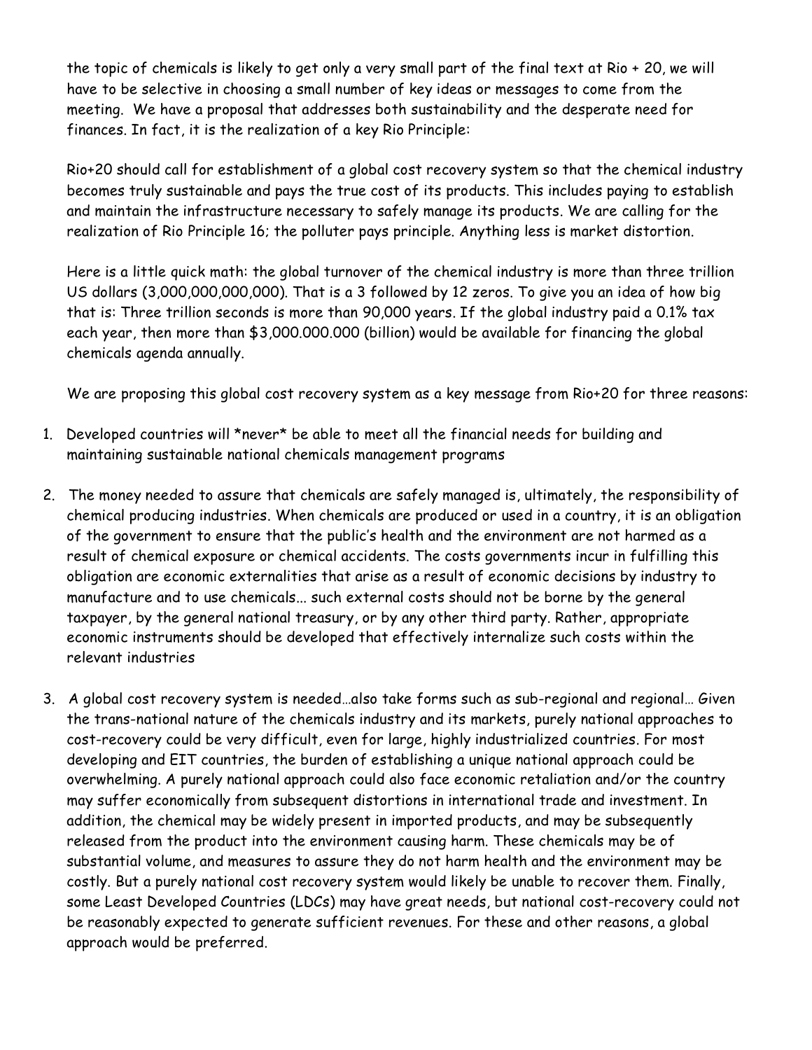the topic of chemicals is likely to get only a very small part of the final text at Rio + 20, we will have to be selective in choosing a small number of key ideas or messages to come from the meeting. We have a proposal that addresses both sustainability and the desperate need for finances. In fact, it is the realization of a key Rio Principle:

Rio+20 should call for establishment of a global cost recovery system so that the chemical industry becomes truly sustainable and pays the true cost of its products. This includes paying to establish and maintain the infrastructure necessary to safely manage its products. We are calling for the realization of Rio Principle 16; the polluter pays principle. Anything less is market distortion.

Here is a little quick math: the global turnover of the chemical industry is more than three trillion US dollars (3,000,000,000,000). That is a 3 followed by 12 zeros. To give you an idea of how big that is: Three trillion seconds is more than 90,000 years. If the global industry paid a 0.1% tax each year, then more than $3,000.000.000 (billion) would be available for financing the global chemicals agenda annually.

We are proposing this global cost recovery system as a key message from Rio+20 for three reasons:

1. Developed countries will *never* be able to meet all the financial needs for building and maintaining sustainable national chemicals management programs

2. The money needed to assure that chemicals are safely managed is, ultimately, the responsibility of chemical producing industries. When chemicals are produced or used in a country, it is an obligation of the government to ensure that the public's health and the environment are not harmed as a result of chemical exposure or chemical accidents. The costs governments incur in fulfilling this obligation are economic externalities that arise as a result of economic decisions by industry to manufacture and to use chemicals... such external costs should not be borne by the general taxpayer, by the general national treasury, or by any other third party. Rather, appropriate economic instruments should be developed that effectively internalize such costs within the relevant industries

3. A global cost recovery system is needed…also take forms such as sub-regional and regional… Given the trans-national nature of the chemicals industry and its markets, purely national approaches to cost-recovery could be very difficult, even for large, highly industrialized countries. For most developing and EIT countries, the burden of establishing a unique national approach could be overwhelming. A purely national approach could also face economic retaliation and/or the country may suffer economically from subsequent distortions in international trade and investment. In addition, the chemical may be widely present in imported products, and may be subsequently released from the product into the environment causing harm. These chemicals may be of substantial volume, and measures to assure they do not harm health and the environment may be costly. But a purely national cost recovery system would likely be unable to recover them. Finally, some Least Developed Countries (LDCs) may have great needs, but national cost-recovery could not be reasonably expected to generate sufficient revenues. For these and other reasons, a global approach would be preferred.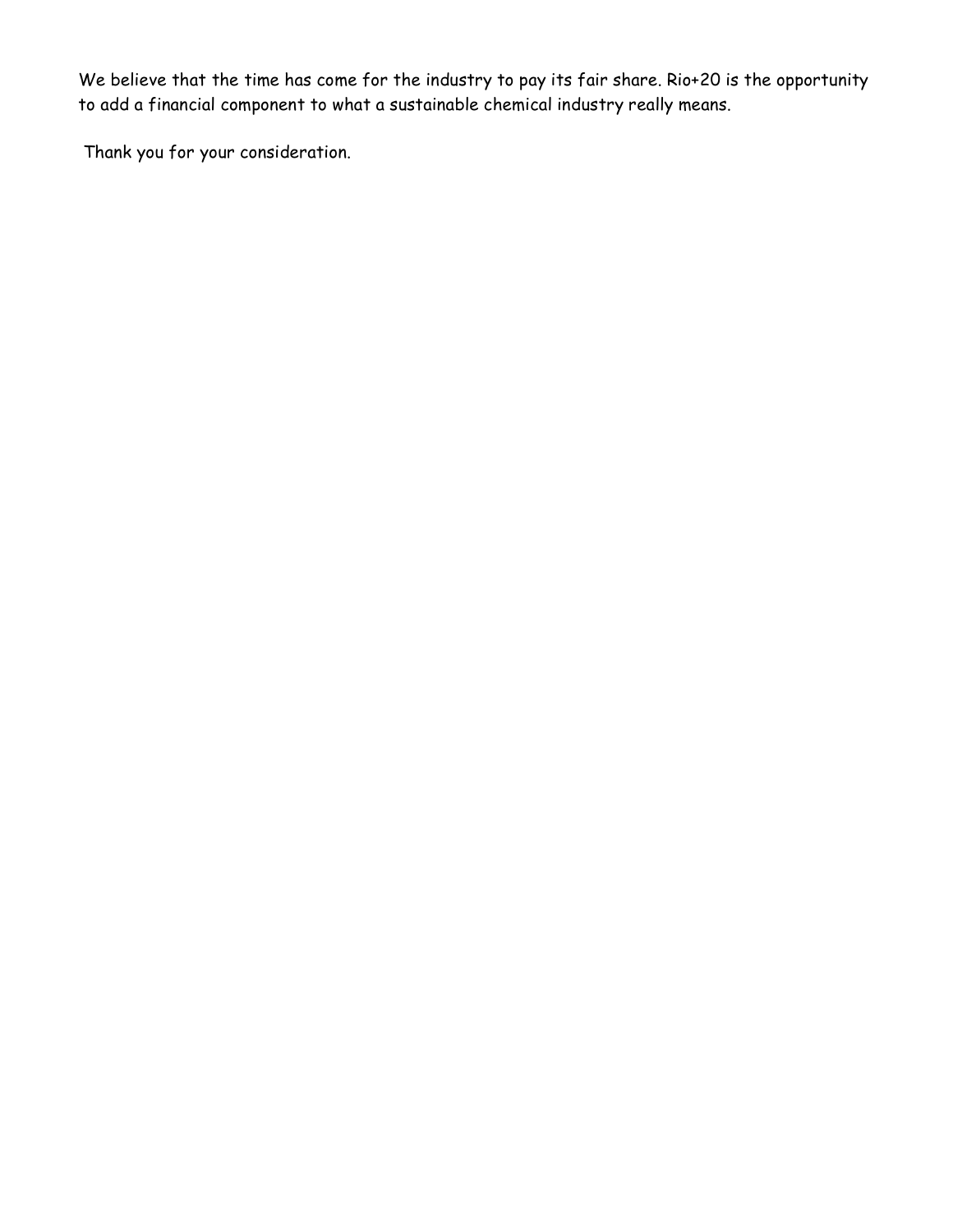We believe that the time has come for the industry to pay its fair share. Rio+20 is the opportunity to add a financial component to what a sustainable chemical industry really means.

Thank you for your consideration.